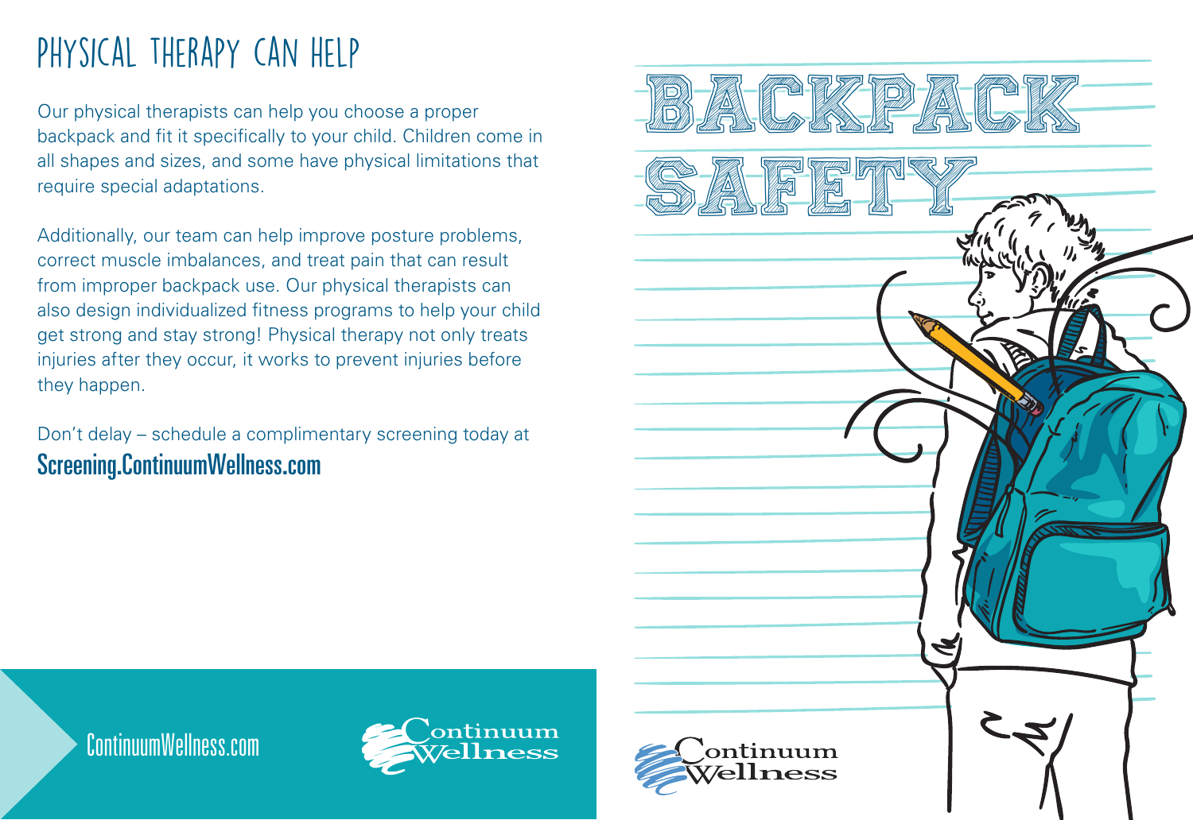## PHYSICAL THERAPY CAN HELP

Our physical therapists can help you choose a proper backpack and fit it specifically to your child. Children come in all shapes and sizes, and some have physical limitations that require special adaptations.

Additionally, our team can help improve posture problems, correct muscle imbalances, and treat pain that can result from improper backpack use. Our physical therapists can also design individualized fitness programs to help your child get strong and stay strong! Physical therapy not only treats injuries after they occur, it works to prevent injuries before they happen.

Don't delay – schedule a complimentary screening today at
**Screening.ContinuumWellness.com**

ContinuumWellness.com

Continuum Wellness

# BACKPACK SAFETY

Continuum Wellness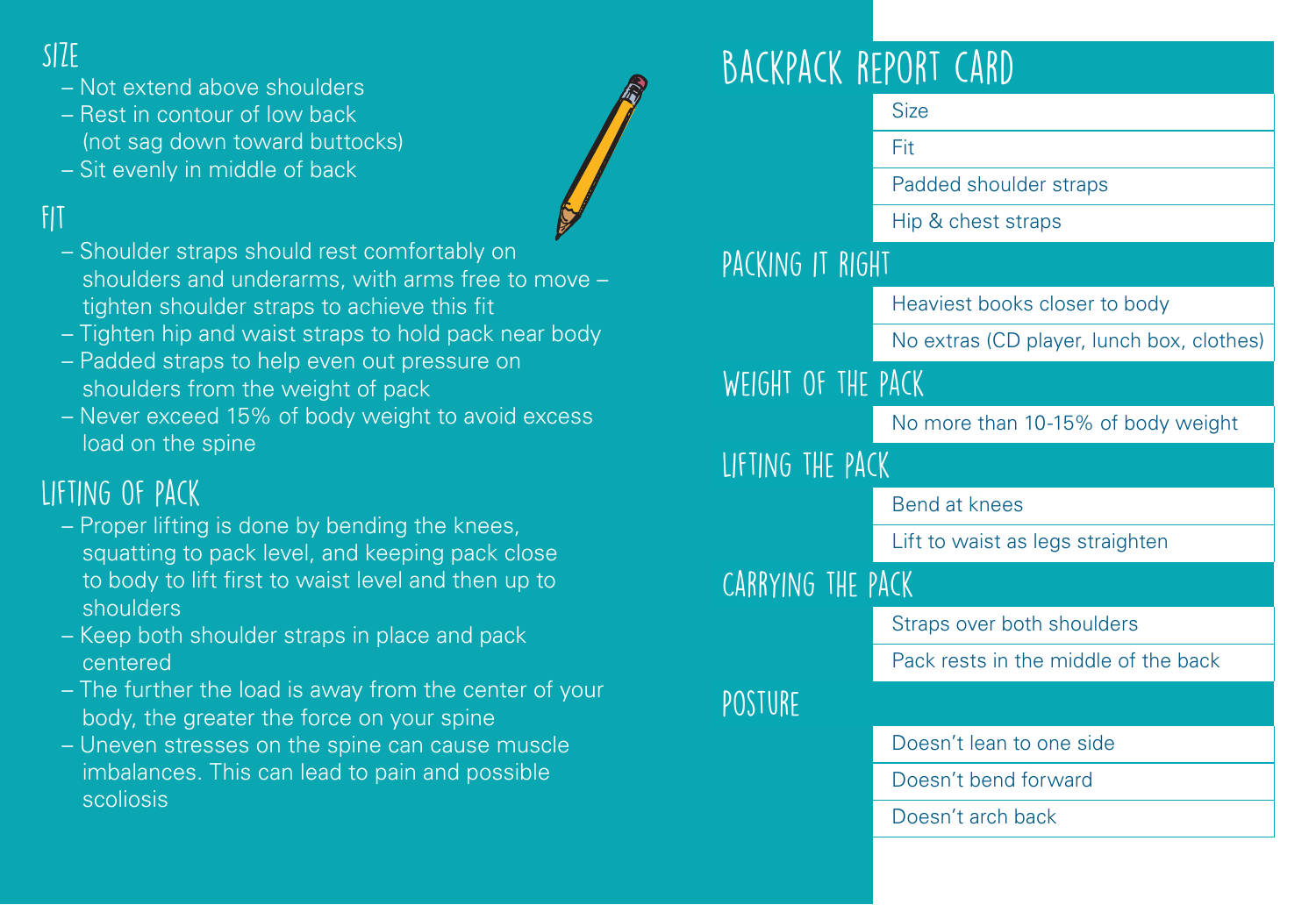## SIZE

- Not extend above shoulders
- Rest in contour of low back (not sag down toward buttocks)
- Sit evenly in middle of back

## FIT

- Shoulder straps should rest comfortably on shoulders and underarms, with arms free to move – tighten shoulder straps to achieve this fit
- Tighten hip and waist straps to hold pack near body
- Padded straps to help even out pressure on shoulders from the weight of pack
- Never exceed 15% of body weight to avoid excess load on the spine

## LIFTING OF PACK

- Proper lifting is done by bending the knees, squatting to pack level, and keeping pack close to body to lift first to waist level and then up to shoulders
- Keep both shoulder straps in place and pack centered
- The further the load is away from the center of your body, the greater the force on your spine
- Uneven stresses on the spine can cause muscle imbalances. This can lead to pain and possible scoliosis

# BACKPACK REPORT CARD

| | |
|---|---|
| | Size |
| | Fit |
| | Padded shoulder straps |
| | Hip & chest straps |
| **PACKING IT RIGHT** | |
| | Heaviest books closer to body |
| | No extras (CD player, lunch box, clothes) |
| **WEIGHT OF THE PACK** | |
| | No more than 10-15% of body weight |
| **LIFTING THE PACK** | |
| | Bend at knees |
| | Lift to waist as legs straighten |
| **CARRYING THE PACK** | |
| | Straps over both shoulders |
| | Pack rests in the middle of the back |
| **POSTURE** | |
| | Doesn't lean to one side |
| | Doesn't bend forward |
| | Doesn't arch back |